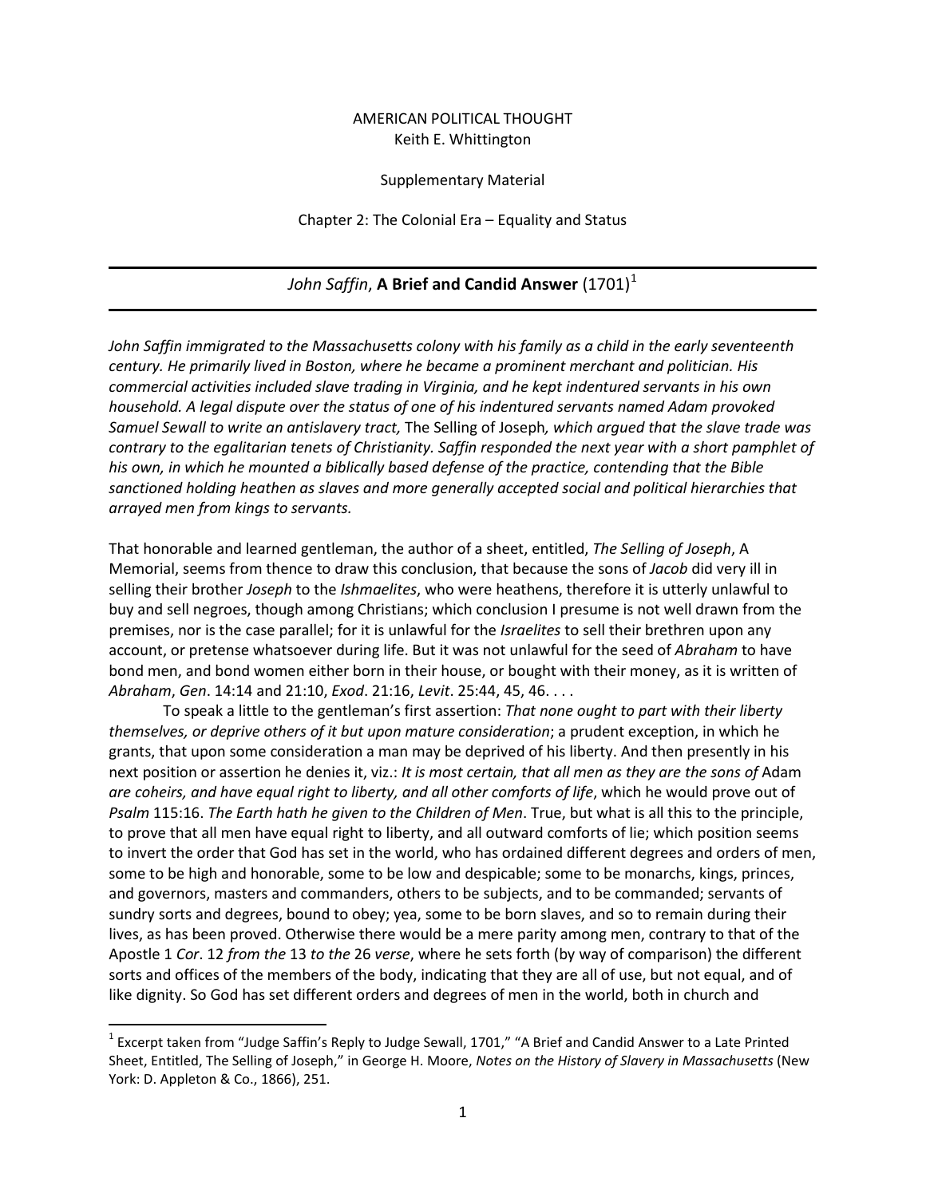AMERICAN POLITICAL THOUGHT
Keith E. Whittington

Supplementary Material

Chapter 2: The Colonial Era – Equality and Status

---

## *John Saffin*, **A Brief and Candid Answer** (1701)[1]

---

*John Saffin immigrated to the Massachusetts colony with his family as a child in the early seventeenth century. He primarily lived in Boston, where he became a prominent merchant and politician. His commercial activities included slave trading in Virginia, and he kept indentured servants in his own household. A legal dispute over the status of one of his indentured servants named Adam provoked Samuel Sewall to write an antislavery tract,* The Selling of Joseph*, which argued that the slave trade was contrary to the egalitarian tenets of Christianity. Saffin responded the next year with a short pamphlet of his own, in which he mounted a biblically based defense of the practice, contending that the Bible sanctioned holding heathen as slaves and more generally accepted social and political hierarchies that arrayed men from kings to servants.*

That honorable and learned gentleman, the author of a sheet, entitled, *The Selling of Joseph*, A Memorial, seems from thence to draw this conclusion, that because the sons of *Jacob* did very ill in selling their brother *Joseph* to the *Ishmaelites*, who were heathens, therefore it is utterly unlawful to buy and sell negroes, though among Christians; which conclusion I presume is not well drawn from the premises, nor is the case parallel; for it is unlawful for the *Israelites* to sell their brethren upon any account, or pretense whatsoever during life. But it was not unlawful for the seed of *Abraham* to have bond men, and bond women either born in their house, or bought with their money, as it is written of *Abraham*, *Gen*. 14:14 and 21:10, *Exod*. 21:16, *Levit*. 25:44, 45, 46. . . .

To speak a little to the gentleman's first assertion: *That none ought to part with their liberty themselves, or deprive others of it but upon mature consideration*; a prudent exception, in which he grants, that upon some consideration a man may be deprived of his liberty. And then presently in his next position or assertion he denies it, viz.: *It is most certain, that all men as they are the sons of* Adam *are coheirs, and have equal right to liberty, and all other comforts of life*, which he would prove out of *Psalm* 115:16. *The Earth hath he given to the Children of Men*. True, but what is all this to the principle, to prove that all men have equal right to liberty, and all outward comforts of lie; which position seems to invert the order that God has set in the world, who has ordained different degrees and orders of men, some to be high and honorable, some to be low and despicable; some to be monarchs, kings, princes, and governors, masters and commanders, others to be subjects, and to be commanded; servants of sundry sorts and degrees, bound to obey; yea, some to be born slaves, and so to remain during their lives, as has been proved. Otherwise there would be a mere parity among men, contrary to that of the Apostle 1 *Cor*. 12 *from the* 13 *to the* 26 *verse*, where he sets forth (by way of comparison) the different sorts and offices of the members of the body, indicating that they are all of use, but not equal, and of like dignity. So God has set different orders and degrees of men in the world, both in church and

---

[1] Excerpt taken from "Judge Saffin's Reply to Judge Sewall, 1701," "A Brief and Candid Answer to a Late Printed Sheet, Entitled, The Selling of Joseph," in George H. Moore, *Notes on the History of Slavery in Massachusetts* (New York: D. Appleton & Co., 1866), 251.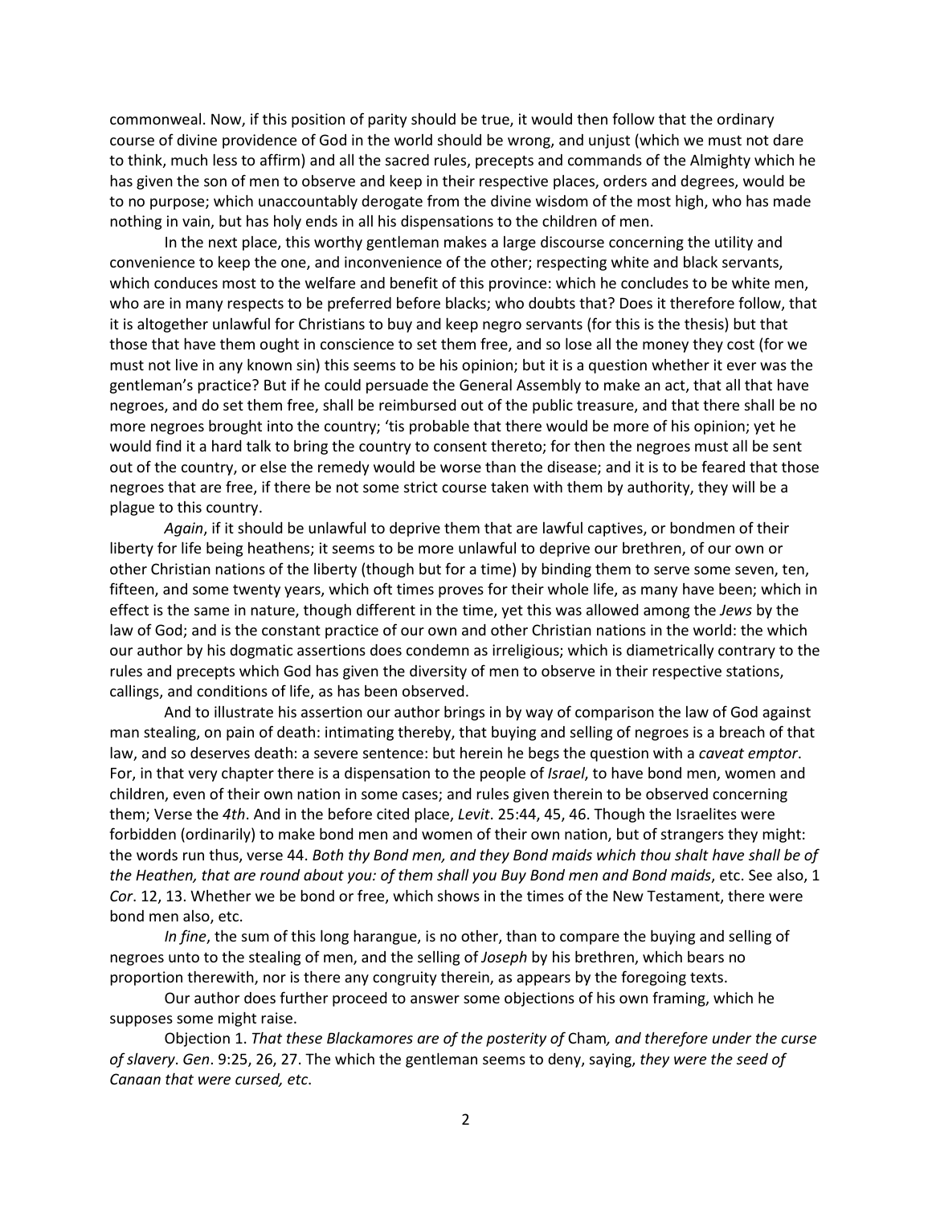commonweal. Now, if this position of parity should be true, it would then follow that the ordinary course of divine providence of God in the world should be wrong, and unjust (which we must not dare to think, much less to affirm) and all the sacred rules, precepts and commands of the Almighty which he has given the son of men to observe and keep in their respective places, orders and degrees, would be to no purpose; which unaccountably derogate from the divine wisdom of the most high, who has made nothing in vain, but has holy ends in all his dispensations to the children of men.

In the next place, this worthy gentleman makes a large discourse concerning the utility and convenience to keep the one, and inconvenience of the other; respecting white and black servants, which conduces most to the welfare and benefit of this province: which he concludes to be white men, who are in many respects to be preferred before blacks; who doubts that? Does it therefore follow, that it is altogether unlawful for Christians to buy and keep negro servants (for this is the thesis) but that those that have them ought in conscience to set them free, and so lose all the money they cost (for we must not live in any known sin) this seems to be his opinion; but it is a question whether it ever was the gentleman's practice? But if he could persuade the General Assembly to make an act, that all that have negroes, and do set them free, shall be reimbursed out of the public treasure, and that there shall be no more negroes brought into the country; 'tis probable that there would be more of his opinion; yet he would find it a hard talk to bring the country to consent thereto; for then the negroes must all be sent out of the country, or else the remedy would be worse than the disease; and it is to be feared that those negroes that are free, if there be not some strict course taken with them by authority, they will be a plague to this country.

*Again*, if it should be unlawful to deprive them that are lawful captives, or bondmen of their liberty for life being heathens; it seems to be more unlawful to deprive our brethren, of our own or other Christian nations of the liberty (though but for a time) by binding them to serve some seven, ten, fifteen, and some twenty years, which oft times proves for their whole life, as many have been; which in effect is the same in nature, though different in the time, yet this was allowed among the *Jews* by the law of God; and is the constant practice of our own and other Christian nations in the world: the which our author by his dogmatic assertions does condemn as irreligious; which is diametrically contrary to the rules and precepts which God has given the diversity of men to observe in their respective stations, callings, and conditions of life, as has been observed.

And to illustrate his assertion our author brings in by way of comparison the law of God against man stealing, on pain of death: intimating thereby, that buying and selling of negroes is a breach of that law, and so deserves death: a severe sentence: but herein he begs the question with a *caveat emptor*. For, in that very chapter there is a dispensation to the people of *Israel*, to have bond men, women and children, even of their own nation in some cases; and rules given therein to be observed concerning them; Verse the *4th*. And in the before cited place, *Levit*. 25:44, 45, 46. Though the Israelites were forbidden (ordinarily) to make bond men and women of their own nation, but of strangers they might: the words run thus, verse 44. *Both thy Bond men, and they Bond maids which thou shalt have shall be of the Heathen, that are round about you: of them shall you Buy Bond men and Bond maids*, etc. See also, 1 *Cor*. 12, 13. Whether we be bond or free, which shows in the times of the New Testament, there were bond men also, etc.

*In fine*, the sum of this long harangue, is no other, than to compare the buying and selling of negroes unto to the stealing of men, and the selling of *Joseph* by his brethren, which bears no proportion therewith, nor is there any congruity therein, as appears by the foregoing texts.

Our author does further proceed to answer some objections of his own framing, which he supposes some might raise.

Objection 1. *That these Blackamores are of the posterity of* Cham*, and therefore under the curse of slavery*. *Gen*. 9:25, 26, 27. The which the gentleman seems to deny, saying, *they were the seed of Canaan that were cursed, etc*.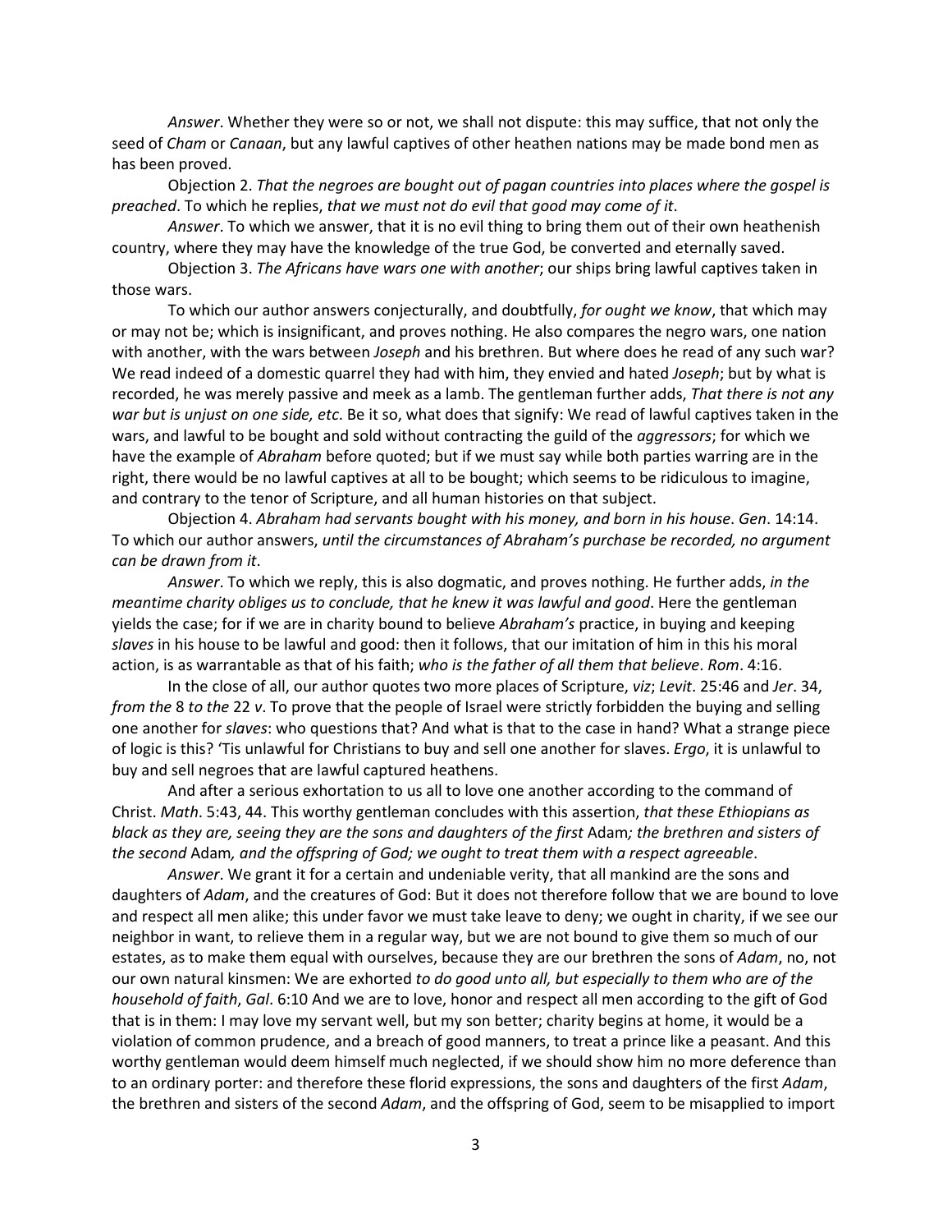*Answer*. Whether they were so or not, we shall not dispute: this may suffice, that not only the seed of *Cham* or *Canaan*, but any lawful captives of other heathen nations may be made bond men as has been proved.

Objection 2. *That the negroes are bought out of pagan countries into places where the gospel is preached*. To which he replies, *that we must not do evil that good may come of it*.

*Answer*. To which we answer, that it is no evil thing to bring them out of their own heathenish country, where they may have the knowledge of the true God, be converted and eternally saved.

Objection 3. *The Africans have wars one with another*; our ships bring lawful captives taken in those wars.

To which our author answers conjecturally, and doubtfully, *for ought we know*, that which may or may not be; which is insignificant, and proves nothing. He also compares the negro wars, one nation with another, with the wars between *Joseph* and his brethren. But where does he read of any such war? We read indeed of a domestic quarrel they had with him, they envied and hated *Joseph*; but by what is recorded, he was merely passive and meek as a lamb. The gentleman further adds, *That there is not any war but is unjust on one side, etc*. Be it so, what does that signify: We read of lawful captives taken in the wars, and lawful to be bought and sold without contracting the guild of the *aggressors*; for which we have the example of *Abraham* before quoted; but if we must say while both parties warring are in the right, there would be no lawful captives at all to be bought; which seems to be ridiculous to imagine, and contrary to the tenor of Scripture, and all human histories on that subject.

Objection 4. *Abraham had servants bought with his money, and born in his house*. *Gen*. 14:14. To which our author answers, *until the circumstances of Abraham's purchase be recorded, no argument can be drawn from it*.

*Answer*. To which we reply, this is also dogmatic, and proves nothing. He further adds, *in the meantime charity obliges us to conclude, that he knew it was lawful and good*. Here the gentleman yields the case; for if we are in charity bound to believe *Abraham's* practice, in buying and keeping *slaves* in his house to be lawful and good: then it follows, that our imitation of him in this his moral action, is as warrantable as that of his faith; *who is the father of all them that believe*. *Rom*. 4:16.

In the close of all, our author quotes two more places of Scripture, *viz*; *Levit*. 25:46 and *Jer*. 34, *from the* 8 *to the* 22 *v*. To prove that the people of Israel were strictly forbidden the buying and selling one another for *slaves*: who questions that? And what is that to the case in hand? What a strange piece of logic is this? 'Tis unlawful for Christians to buy and sell one another for slaves. *Ergo*, it is unlawful to buy and sell negroes that are lawful captured heathens.

And after a serious exhortation to us all to love one another according to the command of Christ. *Math*. 5:43, 44. This worthy gentleman concludes with this assertion, *that these Ethiopians as black as they are, seeing they are the sons and daughters of the first* Adam*; the brethren and sisters of the second* Adam*, and the offspring of God; we ought to treat them with a respect agreeable*.

*Answer*. We grant it for a certain and undeniable verity, that all mankind are the sons and daughters of *Adam*, and the creatures of God: But it does not therefore follow that we are bound to love and respect all men alike; this under favor we must take leave to deny; we ought in charity, if we see our neighbor in want, to relieve them in a regular way, but we are not bound to give them so much of our estates, as to make them equal with ourselves, because they are our brethren the sons of *Adam*, no, not our own natural kinsmen: We are exhorted *to do good unto all, but especially to them who are of the household of faith*, *Gal*. 6:10 And we are to love, honor and respect all men according to the gift of God that is in them: I may love my servant well, but my son better; charity begins at home, it would be a violation of common prudence, and a breach of good manners, to treat a prince like a peasant. And this worthy gentleman would deem himself much neglected, if we should show him no more deference than to an ordinary porter: and therefore these florid expressions, the sons and daughters of the first *Adam*, the brethren and sisters of the second *Adam*, and the offspring of God, seem to be misapplied to import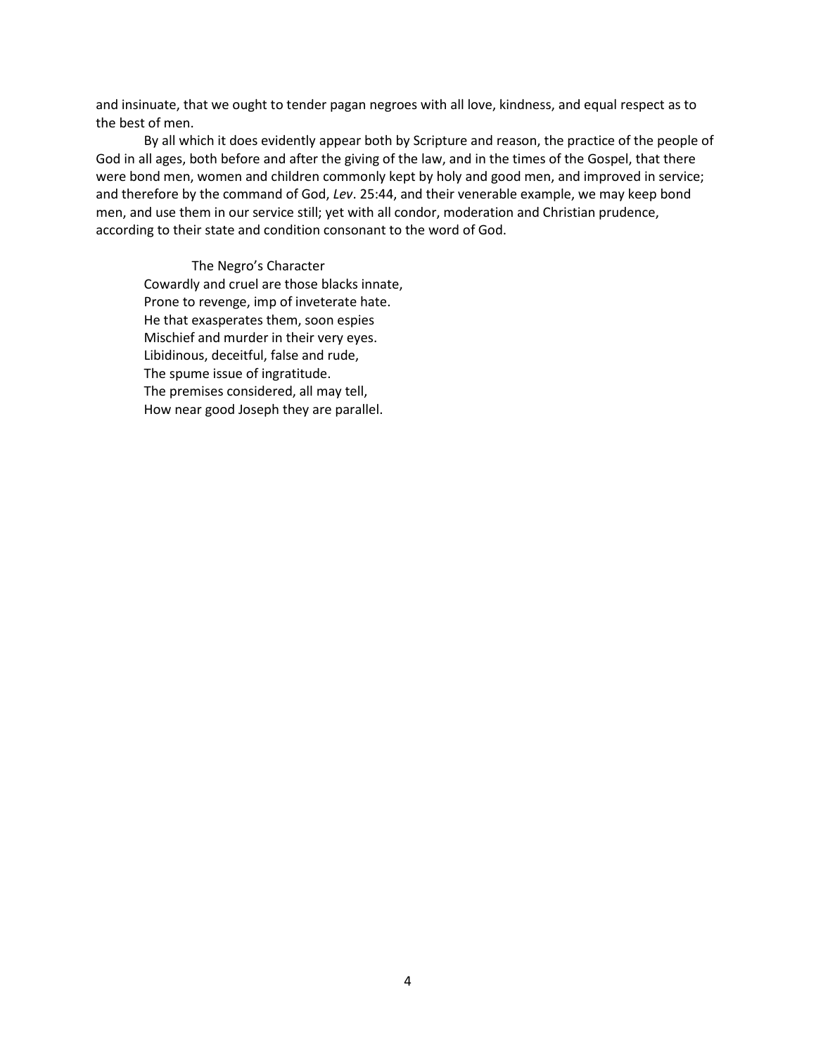and insinuate, that we ought to tender pagan negroes with all love, kindness, and equal respect as to the best of men.

By all which it does evidently appear both by Scripture and reason, the practice of the people of God in all ages, both before and after the giving of the law, and in the times of the Gospel, that there were bond men, women and children commonly kept by holy and good men, and improved in service; and therefore by the command of God, *Lev*. 25:44, and their venerable example, we may keep bond men, and use them in our service still; yet with all condor, moderation and Christian prudence, according to their state and condition consonant to the word of God.

The Negro's Character

Cowardly and cruel are those blacks innate,
Prone to revenge, imp of inveterate hate.
He that exasperates them, soon espies
Mischief and murder in their very eyes.
Libidinous, deceitful, false and rude,
The spume issue of ingratitude.
The premises considered, all may tell,
How near good Joseph they are parallel.